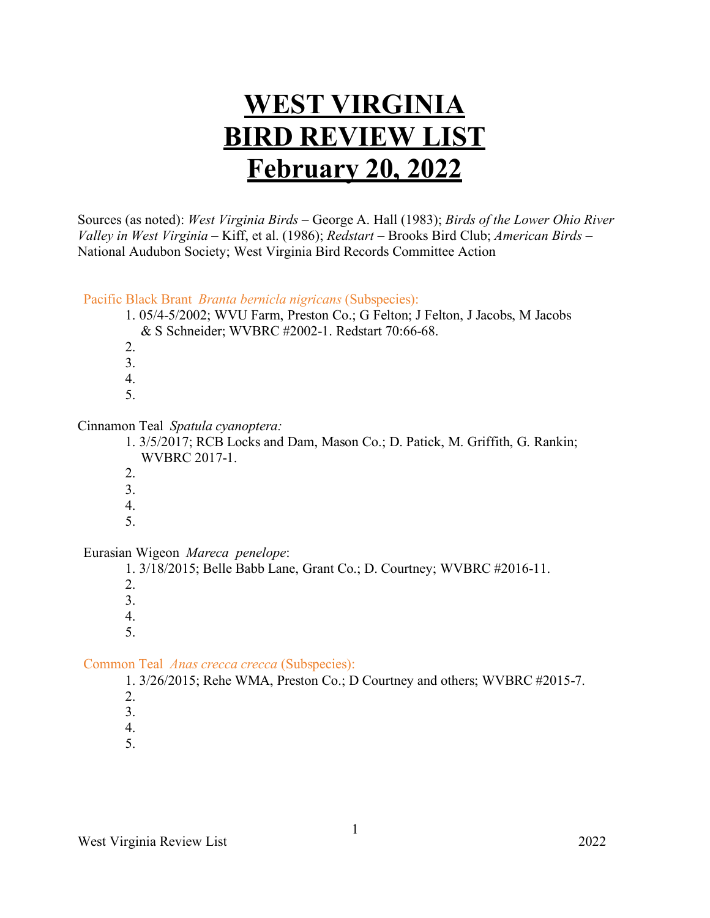# WEST VIRGINIA BIRD REVIEW LIST February 20, 2022

Sources (as noted): *West Virginia Birds* – George A. Hall (1983); *Birds of the Lower Ohio River Valley in West Virginia* – Kiff, et al. (1986); *Redstart* – Brooks Bird Club; *American Birds* – National Audubon Society; West Virginia Bird Records Committee Action

Pacific Black Brant *Branta bernicla nigricans* (Subspecies):

1. 05/4-5/2002; WVU Farm, Preston Co.; G Felton; J Felton, J Jacobs, M Jacobs & S Schneider; WVBRC #2002-1. Redstart 70:66-68.
2. 
3. 
4. 
5. 

Cinnamon Teal *Spatula cyanoptera:*

1. 3/5/2017; RCB Locks and Dam, Mason Co.; D. Patick, M. Griffith, G. Rankin; WVBRC 2017-1.
2. 
3. 
4. 
5. 

Eurasian Wigeon *Mareca penelope*:

1. 3/18/2015; Belle Babb Lane, Grant Co.; D. Courtney; WVBRC #2016-11.
2. 
3. 
4. 
5. 

Common Teal *Anas crecca crecca* (Subspecies):

1. 3/26/2015; Rehe WMA, Preston Co.; D Courtney and others; WVBRC #2015-7.
2. 
3. 
4. 
5.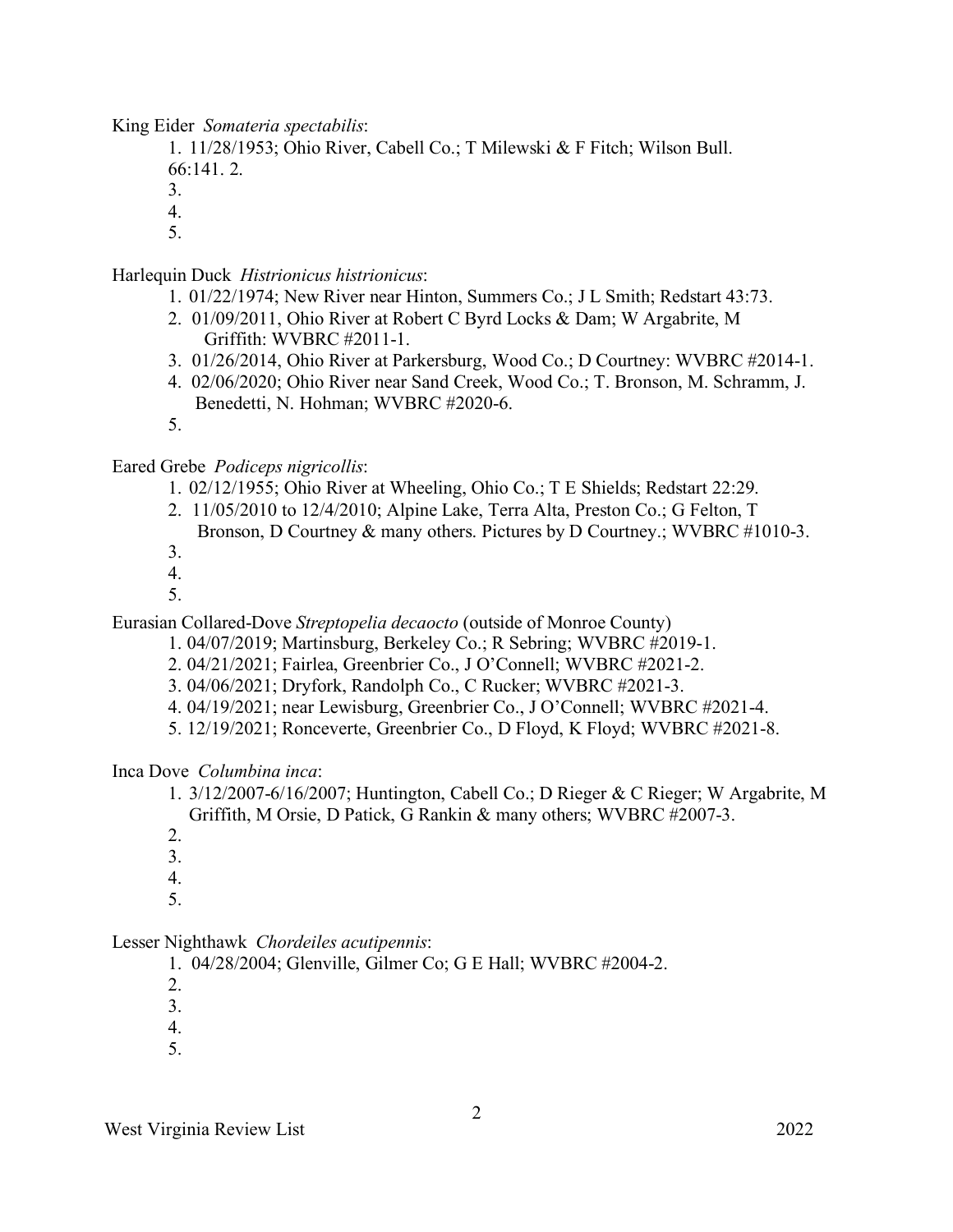King Eider *Somateria spectabilis*:

1. 11/28/1953; Ohio River, Cabell Co.; T Milewski & F Fitch; Wilson Bull. 66:141. 2.
3.
4.
5.

Harlequin Duck *Histrionicus histrionicus*:

1. 01/22/1974; New River near Hinton, Summers Co.; J L Smith; Redstart 43:73.
2. 01/09/2011, Ohio River at Robert C Byrd Locks & Dam; W Argabrite, M Griffith: WVBRC #2011-1.
3. 01/26/2014, Ohio River at Parkersburg, Wood Co.; D Courtney: WVBRC #2014-1.
4. 02/06/2020; Ohio River near Sand Creek, Wood Co.; T. Bronson, M. Schramm, J. Benedetti, N. Hohman; WVBRC #2020-6.
5.

Eared Grebe *Podiceps nigricollis*:

1. 02/12/1955; Ohio River at Wheeling, Ohio Co.; T E Shields; Redstart 22:29.
2. 11/05/2010 to 12/4/2010; Alpine Lake, Terra Alta, Preston Co.; G Felton, T Bronson, D Courtney & many others. Pictures by D Courtney.; WVBRC #1010-3.
3.
4.
5.

Eurasian Collared-Dove *Streptopelia decaocto* (outside of Monroe County)

1. 04/07/2019; Martinsburg, Berkeley Co.; R Sebring; WVBRC #2019-1.
2. 04/21/2021; Fairlea, Greenbrier Co., J O'Connell; WVBRC #2021-2.
3. 04/06/2021; Dryfork, Randolph Co., C Rucker; WVBRC #2021-3.
4. 04/19/2021; near Lewisburg, Greenbrier Co., J O'Connell; WVBRC #2021-4.
5. 12/19/2021; Ronceverte, Greenbrier Co., D Floyd, K Floyd; WVBRC #2021-8.

Inca Dove *Columbina inca*:

1. 3/12/2007-6/16/2007; Huntington, Cabell Co.; D Rieger & C Rieger; W Argabrite, M Griffith, M Orsie, D Patick, G Rankin & many others; WVBRC #2007-3.
2.
3.
4.
5.

Lesser Nighthawk *Chordeiles acutipennis*:

1. 04/28/2004; Glenville, Gilmer Co; G E Hall; WVBRC #2004-2.
2.
3.
4.
5.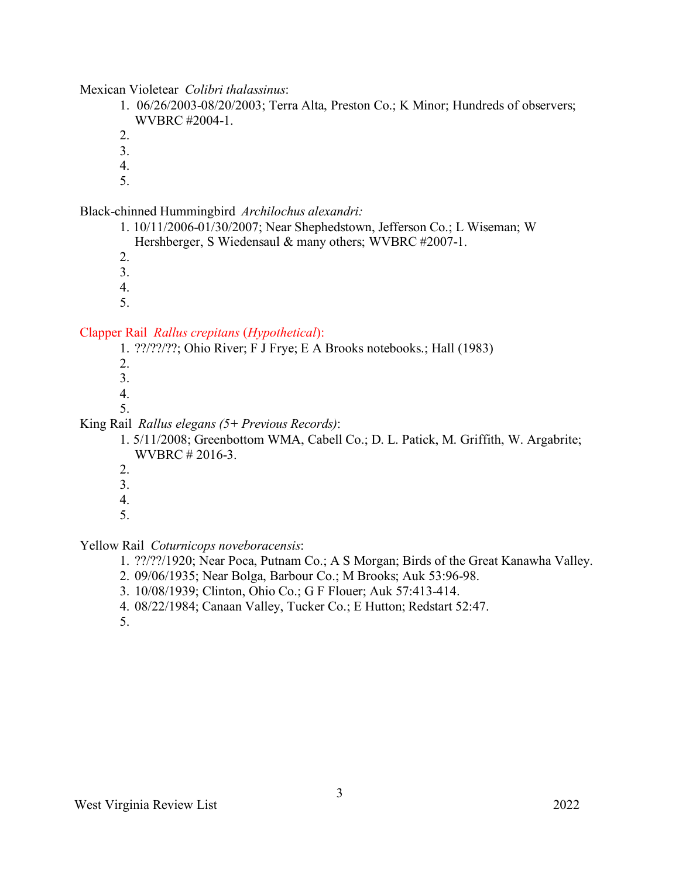Mexican Violetear *Colibri thalassinus*:

1. 06/26/2003-08/20/2003; Terra Alta, Preston Co.; K Minor; Hundreds of observers; WVBRC #2004-1.
2. 
3. 
4. 
5. 

Black-chinned Hummingbird *Archilochus alexandri:*

1. 10/11/2006-01/30/2007; Near Shephedstown, Jefferson Co.; L Wiseman; W Hershberger, S Wiedensaul & many others; WVBRC #2007-1.
2. 
3. 
4. 
5. 

Clapper Rail *Rallus crepitans* (*Hypothetical*):

1. ??/??/??; Ohio River; F J Frye; E A Brooks notebooks.; Hall (1983)
2. 
3. 
4. 
5. 

King Rail *Rallus elegans (5+ Previous Records)*:

1. 5/11/2008; Greenbottom WMA, Cabell Co.; D. L. Patick, M. Griffith, W. Argabrite; WVBRC # 2016-3.
2. 
3. 
4. 
5. 

Yellow Rail *Coturnicops noveboracensis*:

1. ??/??/1920; Near Poca, Putnam Co.; A S Morgan; Birds of the Great Kanawha Valley.
2. 09/06/1935; Near Bolga, Barbour Co.; M Brooks; Auk 53:96-98.
3. 10/08/1939; Clinton, Ohio Co.; G F Flouer; Auk 57:413-414.
4. 08/22/1984; Canaan Valley, Tucker Co.; E Hutton; Redstart 52:47.
5.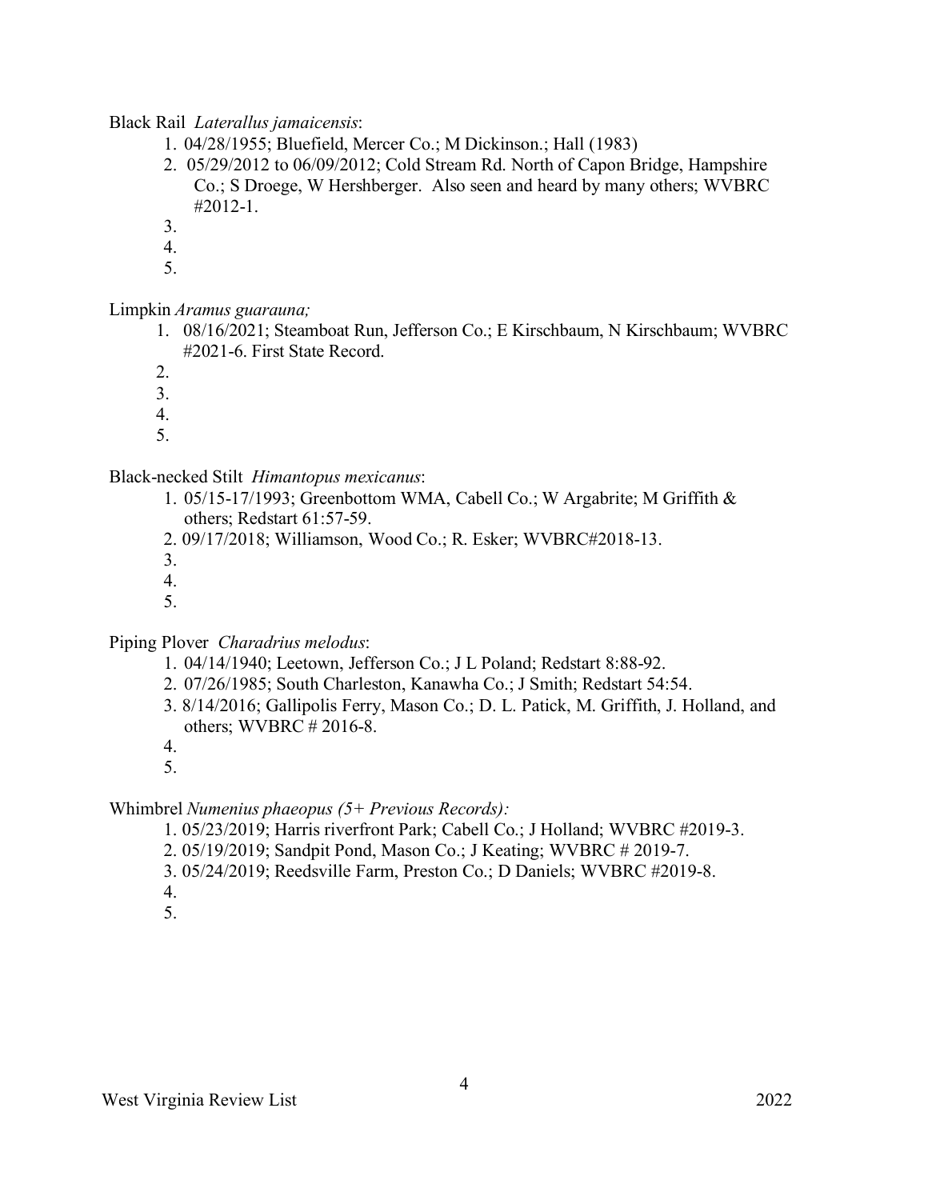Black Rail *Laterallus jamaicensis*:

1. 04/28/1955; Bluefield, Mercer Co.; M Dickinson.; Hall (1983)
2. 05/29/2012 to 06/09/2012; Cold Stream Rd. North of Capon Bridge, Hampshire Co.; S Droege, W Hershberger. Also seen and heard by many others; WVBRC #2012-1.
3. 
4. 
5. 

Limpkin *Aramus guarauna;*

1. 08/16/2021; Steamboat Run, Jefferson Co.; E Kirschbaum, N Kirschbaum; WVBRC #2021-6. First State Record.
2. 
3. 
4. 
5. 

Black-necked Stilt *Himantopus mexicanus*:

1. 05/15-17/1993; Greenbottom WMA, Cabell Co.; W Argabrite; M Griffith & others; Redstart 61:57-59.
2. 09/17/2018; Williamson, Wood Co.; R. Esker; WVBRC#2018-13.
3. 
4. 
5. 

Piping Plover *Charadrius melodus*:

1. 04/14/1940; Leetown, Jefferson Co.; J L Poland; Redstart 8:88-92.
2. 07/26/1985; South Charleston, Kanawha Co.; J Smith; Redstart 54:54.
3. 8/14/2016; Gallipolis Ferry, Mason Co.; D. L. Patick, M. Griffith, J. Holland, and others; WVBRC # 2016-8.
4. 
5. 

Whimbrel *Numenius phaeopus (5+ Previous Records):*

1. 05/23/2019; Harris riverfront Park; Cabell Co.; J Holland; WVBRC #2019-3.
2. 05/19/2019; Sandpit Pond, Mason Co.; J Keating; WVBRC # 2019-7.
3. 05/24/2019; Reedsville Farm, Preston Co.; D Daniels; WVBRC #2019-8.
4. 
5.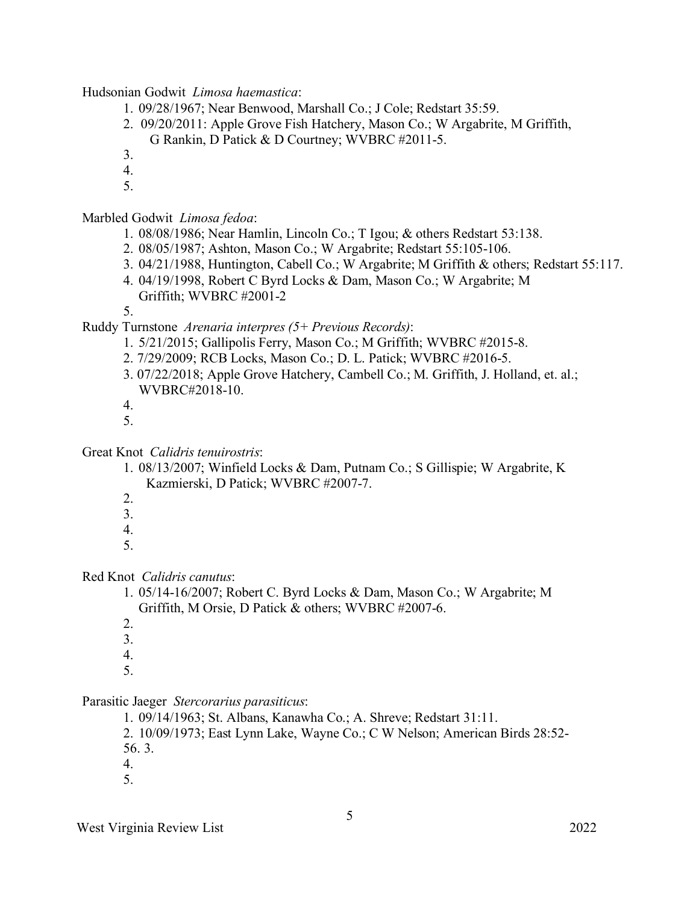Hudsonian Godwit *Limosa haemastica*:

1. 09/28/1967; Near Benwood, Marshall Co.; J Cole; Redstart 35:59.
2. 09/20/2011: Apple Grove Fish Hatchery, Mason Co.; W Argabrite, M Griffith, G Rankin, D Patick & D Courtney; WVBRC #2011-5.
3.
4.
5.

Marbled Godwit *Limosa fedoa*:

1. 08/08/1986; Near Hamlin, Lincoln Co.; T Igou; & others Redstart 53:138.
2. 08/05/1987; Ashton, Mason Co.; W Argabrite; Redstart 55:105-106.
3. 04/21/1988, Huntington, Cabell Co.; W Argabrite; M Griffith & others; Redstart 55:117.
4. 04/19/1998, Robert C Byrd Locks & Dam, Mason Co.; W Argabrite; M Griffith; WVBRC #2001-2
5.

Ruddy Turnstone *Arenaria interpres (5+ Previous Records)*:

1. 5/21/2015; Gallipolis Ferry, Mason Co.; M Griffith; WVBRC #2015-8.
2. 7/29/2009; RCB Locks, Mason Co.; D. L. Patick; WVBRC #2016-5.
3. 07/22/2018; Apple Grove Hatchery, Cambell Co.; M. Griffith, J. Holland, et. al.; WVBRC#2018-10.
4.
5.

Great Knot *Calidris tenuirostris*:

1. 08/13/2007; Winfield Locks & Dam, Putnam Co.; S Gillispie; W Argabrite, K Kazmierski, D Patick; WVBRC #2007-7.
2.
3.
4.
5.

Red Knot *Calidris canutus*:

1. 05/14-16/2007; Robert C. Byrd Locks & Dam, Mason Co.; W Argabrite; M Griffith, M Orsie, D Patick & others; WVBRC #2007-6.
2.
3.
4.
5.

Parasitic Jaeger *Stercorarius parasiticus*:

1. 09/14/1963; St. Albans, Kanawha Co.; A. Shreve; Redstart 31:11.
2. 10/09/1973; East Lynn Lake, Wayne Co.; C W Nelson; American Birds 28:52-56. 3.
4.
5.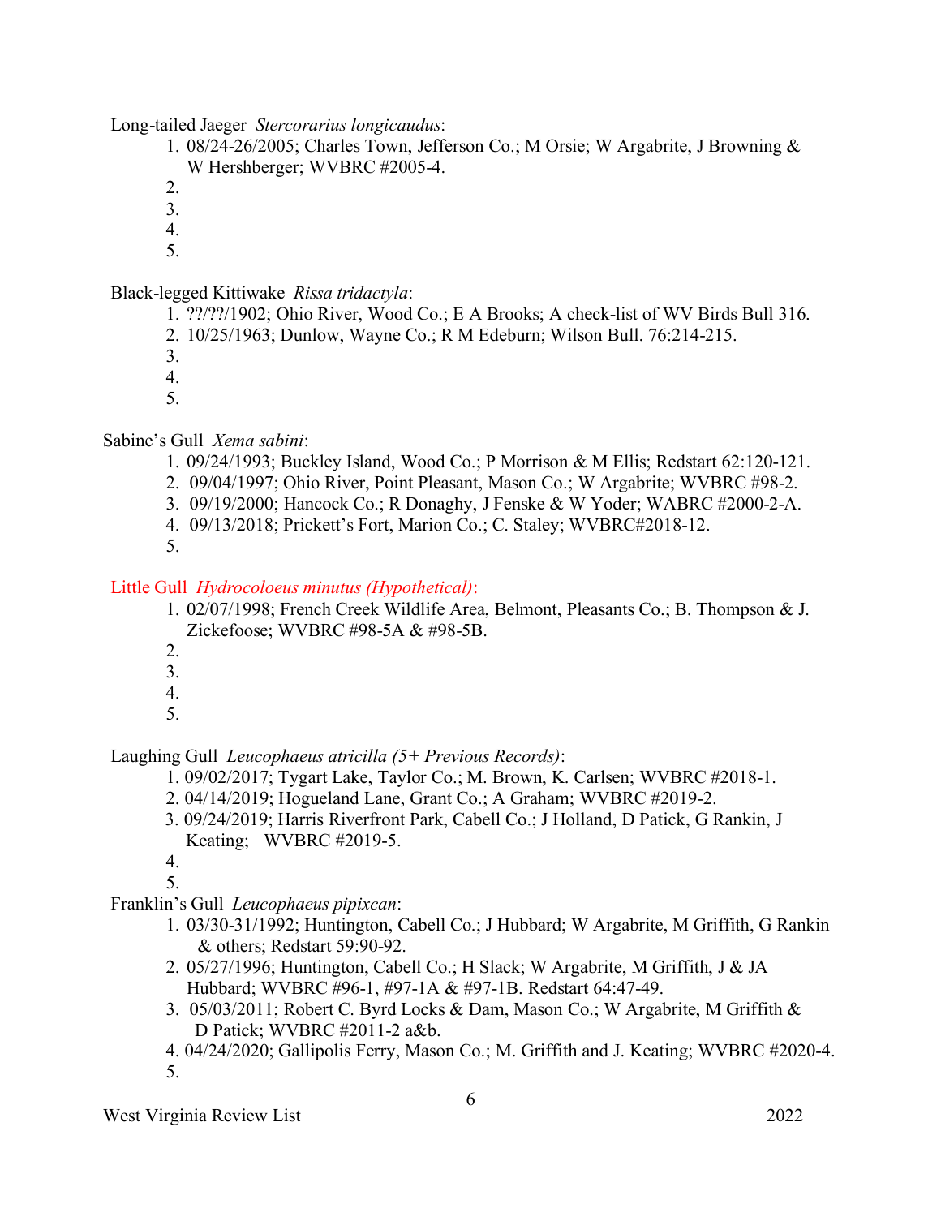Long-tailed Jaeger *Stercorarius longicaudus*:

1. 08/24-26/2005; Charles Town, Jefferson Co.; M Orsie; W Argabrite, J Browning & W Hershberger; WVBRC #2005-4.
2. 
3. 
4. 
5. 

Black-legged Kittiwake *Rissa tridactyla*:

1. ??/??/1902; Ohio River, Wood Co.; E A Brooks; A check-list of WV Birds Bull 316.
2. 10/25/1963; Dunlow, Wayne Co.; R M Edeburn; Wilson Bull. 76:214-215.
3. 
4. 
5. 

Sabine's Gull *Xema sabini*:

1. 09/24/1993; Buckley Island, Wood Co.; P Morrison & M Ellis; Redstart 62:120-121.
2. 09/04/1997; Ohio River, Point Pleasant, Mason Co.; W Argabrite; WVBRC #98-2.
3. 09/19/2000; Hancock Co.; R Donaghy, J Fenske & W Yoder; WABRC #2000-2-A.
4. 09/13/2018; Prickett's Fort, Marion Co.; C. Staley; WVBRC#2018-12.
5. 

Little Gull *Hydrocoloeus minutus (Hypothetical)*:

1. 02/07/1998; French Creek Wildlife Area, Belmont, Pleasants Co.; B. Thompson & J. Zickefoose; WVBRC #98-5A & #98-5B.
2. 
3. 
4. 
5. 

Laughing Gull *Leucophaeus atricilla (5+ Previous Records)*:

1. 09/02/2017; Tygart Lake, Taylor Co.; M. Brown, K. Carlsen; WVBRC #2018-1.
2. 04/14/2019; Hogueland Lane, Grant Co.; A Graham; WVBRC #2019-2.
3. 09/24/2019; Harris Riverfront Park, Cabell Co.; J Holland, D Patick, G Rankin, J Keating; WVBRC #2019-5.
4. 
5. 

Franklin's Gull *Leucophaeus pipixcan*:

1. 03/30-31/1992; Huntington, Cabell Co.; J Hubbard; W Argabrite, M Griffith, G Rankin & others; Redstart 59:90-92.
2. 05/27/1996; Huntington, Cabell Co.; H Slack; W Argabrite, M Griffith, J & JA Hubbard; WVBRC #96-1, #97-1A & #97-1B. Redstart 64:47-49.
3. 05/03/2011; Robert C. Byrd Locks & Dam, Mason Co.; W Argabrite, M Griffith & D Patick; WVBRC #2011-2 a&b.
4. 04/24/2020; Gallipolis Ferry, Mason Co.; M. Griffith and J. Keating; WVBRC #2020-4.
5.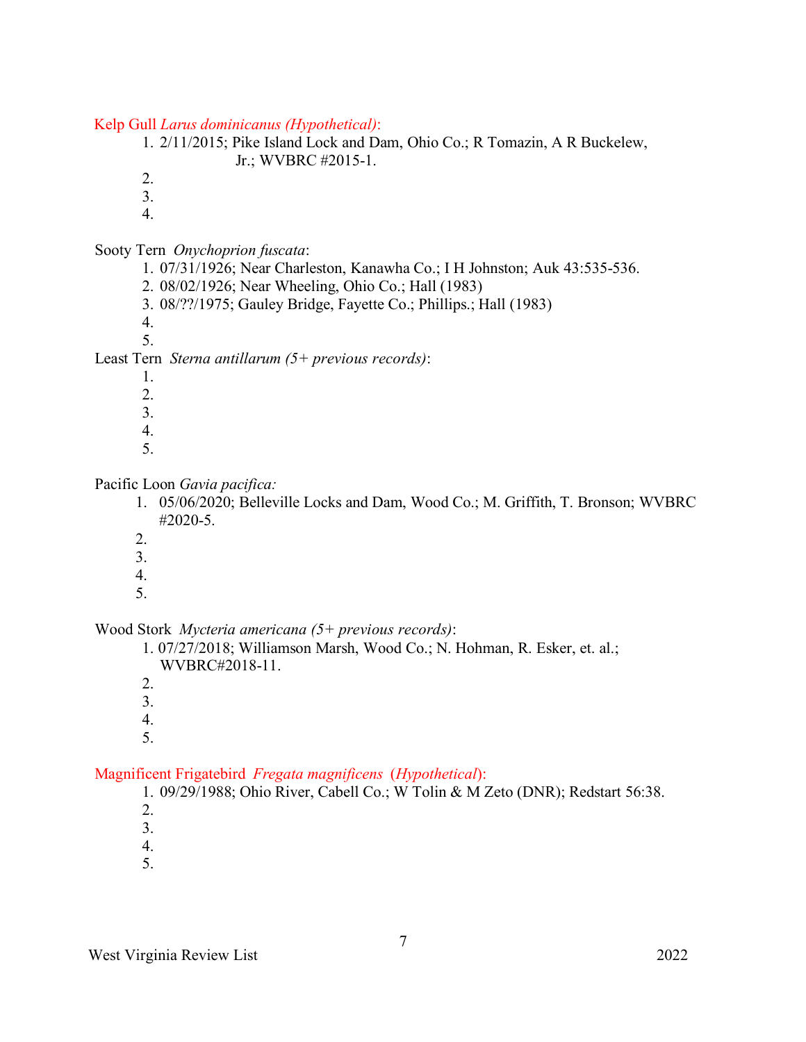Kelp Gull *Larus dominicanus (Hypothetical)*:

1. 2/11/2015; Pike Island Lock and Dam, Ohio Co.; R Tomazin, A R Buckelew, Jr.; WVBRC #2015-1.
2. 
3. 
4. 

Sooty Tern *Onychoprion fuscata*:

1. 07/31/1926; Near Charleston, Kanawha Co.; I H Johnston; Auk 43:535-536.
2. 08/02/1926; Near Wheeling, Ohio Co.; Hall (1983)
3. 08/??/1975; Gauley Bridge, Fayette Co.; Phillips.; Hall (1983)
4. 
5. 

Least Tern *Sterna antillarum (5+ previous records)*:

1. 
2. 
3. 
4. 
5. 

Pacific Loon *Gavia pacifica:*

1. 05/06/2020; Belleville Locks and Dam, Wood Co.; M. Griffith, T. Bronson; WVBRC #2020-5.
2. 
3. 
4. 
5. 

Wood Stork *Mycteria americana (5+ previous records)*:

1. 07/27/2018; Williamson Marsh, Wood Co.; N. Hohman, R. Esker, et. al.; WVBRC#2018-11.
2. 
3. 
4. 
5. 

Magnificent Frigatebird *Fregata magnificens* (*Hypothetical*):

1. 09/29/1988; Ohio River, Cabell Co.; W Tolin & M Zeto (DNR); Redstart 56:38.
2. 
3. 
4. 
5.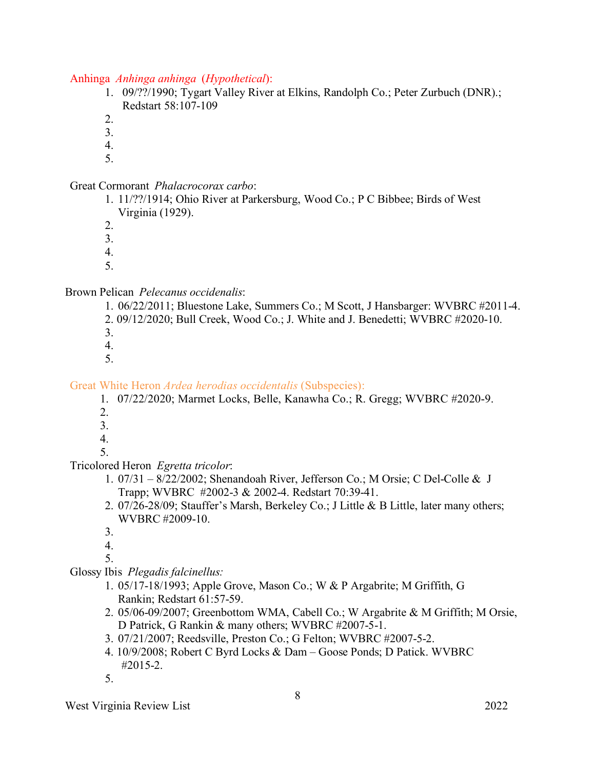Anhinga *Anhinga anhinga* (*Hypothetical*):

1. 09/??/1990; Tygart Valley River at Elkins, Randolph Co.; Peter Zurbuch (DNR).; Redstart 58:107-109
2. 
3. 
4. 
5. 

Great Cormorant *Phalacrocorax carbo*:

1. 11/??/1914; Ohio River at Parkersburg, Wood Co.; P C Bibbee; Birds of West Virginia (1929).
2. 
3. 
4. 
5. 

Brown Pelican *Pelecanus occidenalis*:

1. 06/22/2011; Bluestone Lake, Summers Co.; M Scott, J Hansbarger: WVBRC #2011-4.
2. 09/12/2020; Bull Creek, Wood Co.; J. White and J. Benedetti; WVBRC #2020-10.
3. 
4. 
5. 

Great White Heron *Ardea herodias occidentalis* (Subspecies):

1. 07/22/2020; Marmet Locks, Belle, Kanawha Co.; R. Gregg; WVBRC #2020-9.
2. 
3. 
4. 
5. 

Tricolored Heron *Egretta tricolor*:

1. 07/31 – 8/22/2002; Shenandoah River, Jefferson Co.; M Orsie; C Del-Colle & J Trapp; WVBRC #2002-3 & 2002-4. Redstart 70:39-41.
2. 07/26-28/09; Stauffer's Marsh, Berkeley Co.; J Little & B Little, later many others; WVBRC #2009-10.
3. 
4. 
5. 

Glossy Ibis *Plegadis falcinellus:*

1. 05/17-18/1993; Apple Grove, Mason Co.; W & P Argabrite; M Griffith, G Rankin; Redstart 61:57-59.
2. 05/06-09/2007; Greenbottom WMA, Cabell Co.; W Argabrite & M Griffith; M Orsie, D Patrick, G Rankin & many others; WVBRC #2007-5-1.
3. 07/21/2007; Reedsville, Preston Co.; G Felton; WVBRC #2007-5-2.
4. 10/9/2008; Robert C Byrd Locks & Dam – Goose Ponds; D Patick. WVBRC #2015-2.
5.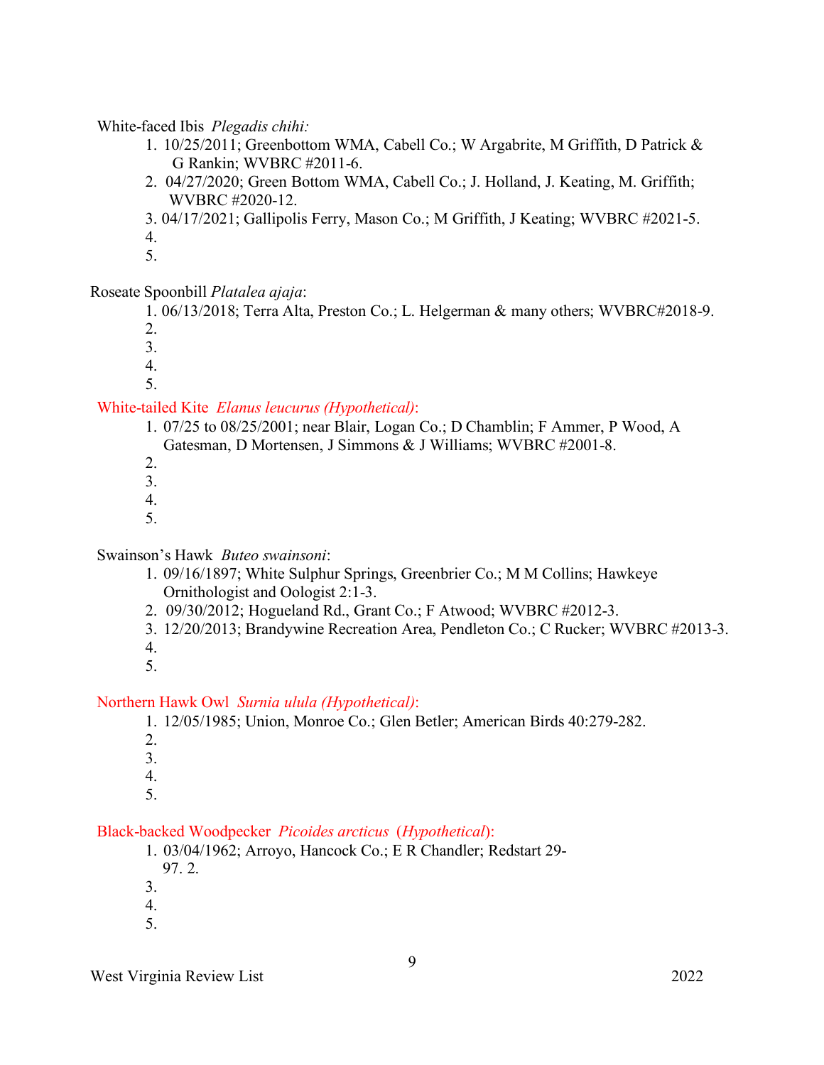White-faced Ibis *Plegadis chihi:*

1. 10/25/2011; Greenbottom WMA, Cabell Co.; W Argabrite, M Griffith, D Patrick & G Rankin; WVBRC #2011-6.
2. 04/27/2020; Green Bottom WMA, Cabell Co.; J. Holland, J. Keating, M. Griffith; WVBRC #2020-12.
3. 04/17/2021; Gallipolis Ferry, Mason Co.; M Griffith, J Keating; WVBRC #2021-5.
4. 
5. 

Roseate Spoonbill *Platalea ajaja*:

1. 06/13/2018; Terra Alta, Preston Co.; L. Helgerman & many others; WVBRC#2018-9.
2. 
3. 
4. 
5. 

White-tailed Kite *Elanus leucurus (Hypothetical)*:

1. 07/25 to 08/25/2001; near Blair, Logan Co.; D Chamblin; F Ammer, P Wood, A Gatesman, D Mortensen, J Simmons & J Williams; WVBRC #2001-8.
2. 
3. 
4. 
5. 

Swainson's Hawk *Buteo swainsoni*:

1. 09/16/1897; White Sulphur Springs, Greenbrier Co.; M M Collins; Hawkeye Ornithologist and Oologist 2:1-3.
2. 09/30/2012; Hogueland Rd., Grant Co.; F Atwood; WVBRC #2012-3.
3. 12/20/2013; Brandywine Recreation Area, Pendleton Co.; C Rucker; WVBRC #2013-3.
4. 
5. 

Northern Hawk Owl *Surnia ulula (Hypothetical)*:

1. 12/05/1985; Union, Monroe Co.; Glen Betler; American Birds 40:279-282.
2. 
3. 
4. 
5. 

Black-backed Woodpecker *Picoides arcticus* (*Hypothetical*):

1. 03/04/1962; Arroyo, Hancock Co.; E R Chandler; Redstart 29-97. 2.
3. 
4. 
5.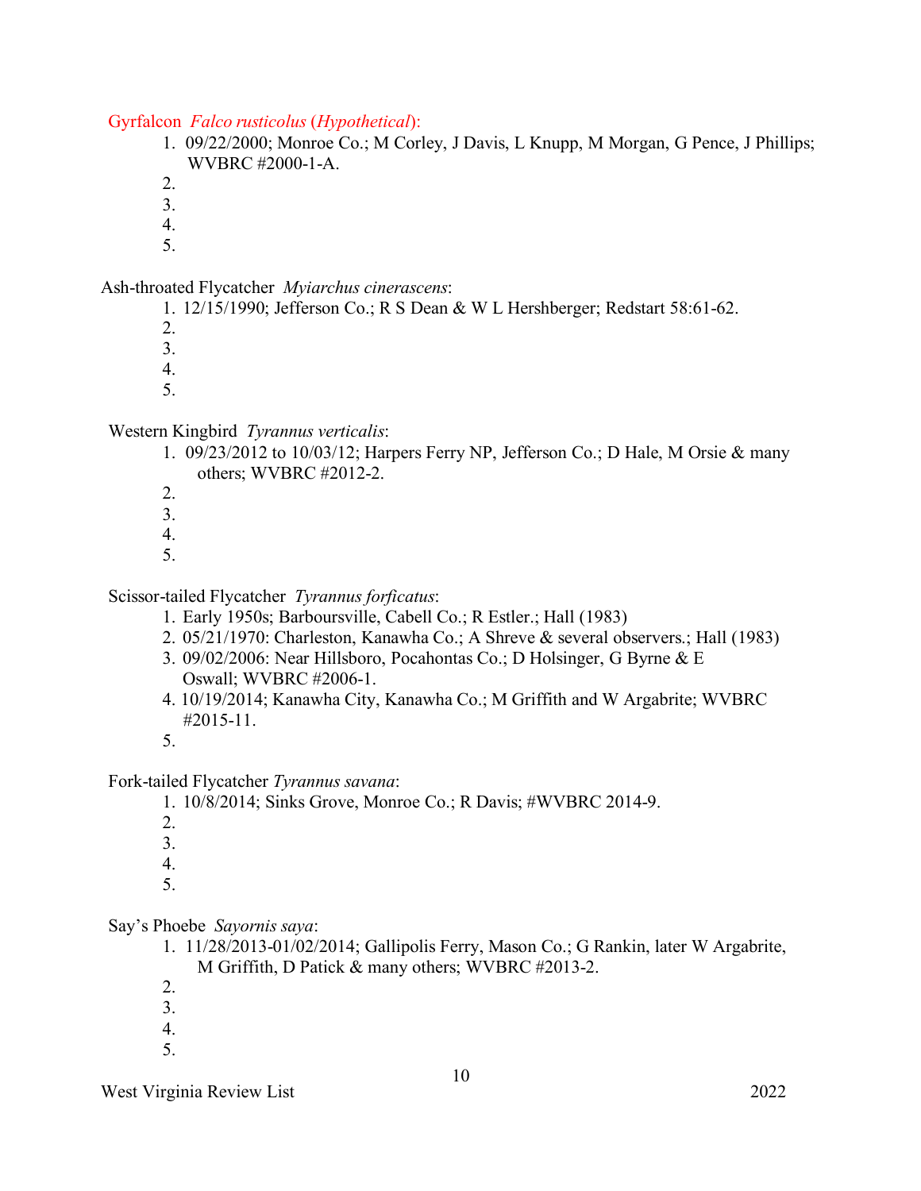Gyrfalcon *Falco rusticolus* (*Hypothetical*):

1. 09/22/2000; Monroe Co.; M Corley, J Davis, L Knupp, M Morgan, G Pence, J Phillips; WVBRC #2000-1-A.
2. 
3. 
4. 
5. 

Ash-throated Flycatcher *Myiarchus cinerascens*:

1. 12/15/1990; Jefferson Co.; R S Dean & W L Hershberger; Redstart 58:61-62.
2. 
3. 
4. 
5. 

Western Kingbird *Tyrannus verticalis*:

1. 09/23/2012 to 10/03/12; Harpers Ferry NP, Jefferson Co.; D Hale, M Orsie & many others; WVBRC #2012-2.
2. 
3. 
4. 
5. 

Scissor-tailed Flycatcher *Tyrannus forficatus*:

1. Early 1950s; Barboursville, Cabell Co.; R Estler.; Hall (1983)
2. 05/21/1970: Charleston, Kanawha Co.; A Shreve & several observers.; Hall (1983)
3. 09/02/2006: Near Hillsboro, Pocahontas Co.; D Holsinger, G Byrne & E Oswall; WVBRC #2006-1.
4. 10/19/2014; Kanawha City, Kanawha Co.; M Griffith and W Argabrite; WVBRC #2015-11.
5. 

Fork-tailed Flycatcher *Tyrannus savana*:

1. 10/8/2014; Sinks Grove, Monroe Co.; R Davis; #WVBRC 2014-9.
2. 
3. 
4. 
5. 

Say's Phoebe *Sayornis saya*:

1. 11/28/2013-01/02/2014; Gallipolis Ferry, Mason Co.; G Rankin, later W Argabrite, M Griffith, D Patick & many others; WVBRC #2013-2.
2. 
3. 
4. 
5.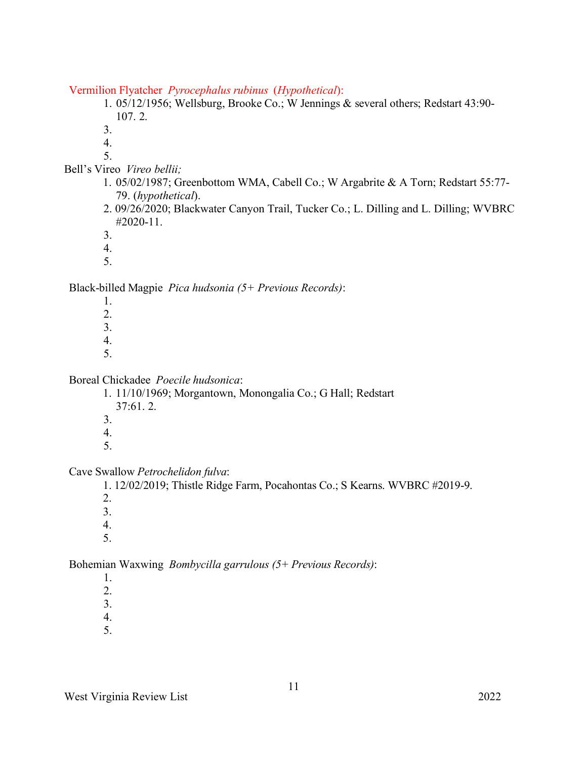Vermilion Flyatcher *Pyrocephalus rubinus* (*Hypothetical*):

1. 05/12/1956; Wellsburg, Brooke Co.; W Jennings & several others; Redstart 43:90-107. 2.
3.
4.
5.

Bell's Vireo *Vireo bellii;*

1. 05/02/1987; Greenbottom WMA, Cabell Co.; W Argabrite & A Torn; Redstart 55:77-79. (*hypothetical*).
2. 09/26/2020; Blackwater Canyon Trail, Tucker Co.; L. Dilling and L. Dilling; WVBRC #2020-11.
3.
4.
5.

Black-billed Magpie *Pica hudsonia (5+ Previous Records)*:

1.
2.
3.
4.
5.

Boreal Chickadee *Poecile hudsonica*:

1. 11/10/1969; Morgantown, Monongalia Co.; G Hall; Redstart 37:61. 2.
3.
4.
5.

Cave Swallow *Petrochelidon fulva*:

1. 12/02/2019; Thistle Ridge Farm, Pocahontas Co.; S Kearns. WVBRC #2019-9.
2.
3.
4.
5.

Bohemian Waxwing *Bombycilla garrulous (5+ Previous Records)*:

1.
2.
3.
4.
5.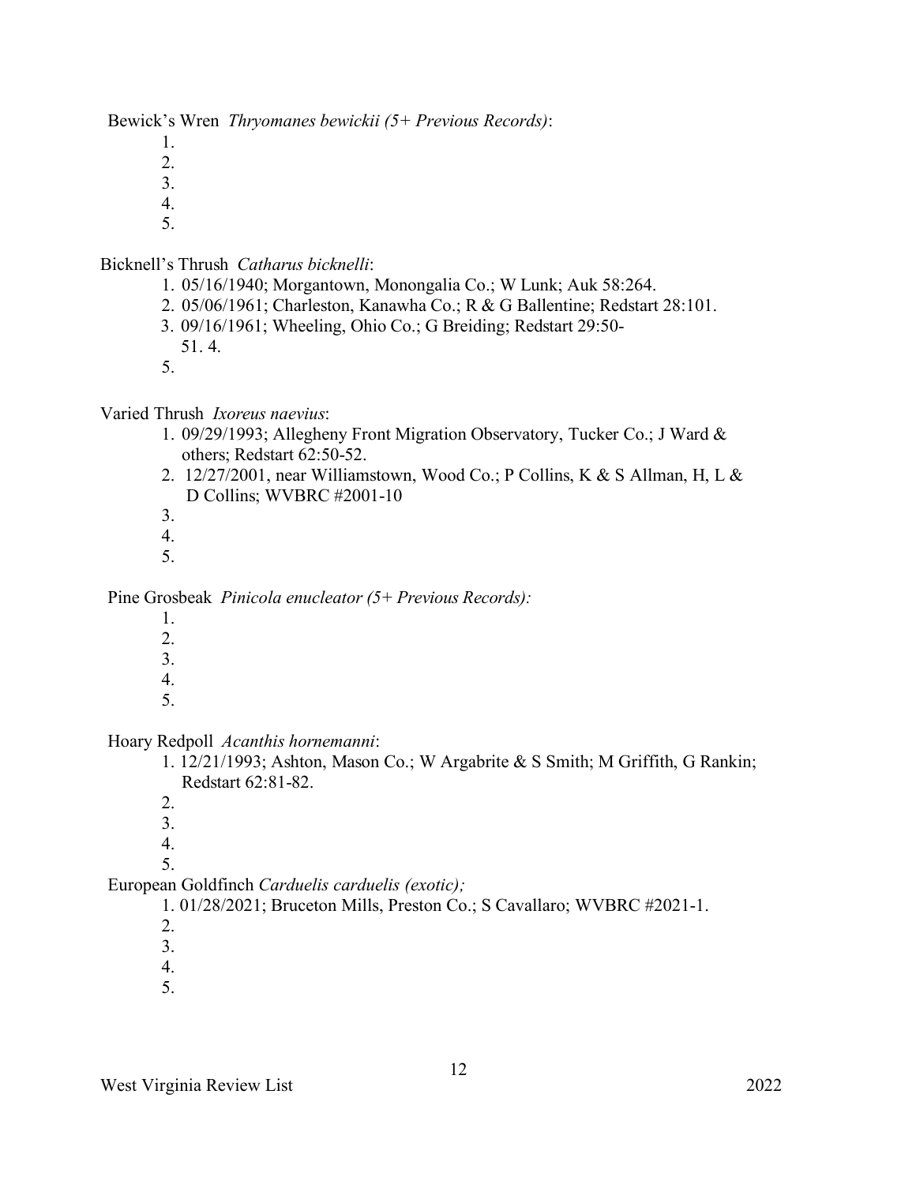Bewick's Wren *Thryomanes bewickii (5+ Previous Records)*:

1.
2.
3.
4.
5.

Bicknell's Thrush *Catharus bicknelli*:

1. 05/16/1940; Morgantown, Monongalia Co.; W Lunk; Auk 58:264.
2. 05/06/1961; Charleston, Kanawha Co.; R & G Ballentine; Redstart 28:101.
3. 09/16/1961; Wheeling, Ohio Co.; G Breiding; Redstart 29:50-51. 4.
5.

Varied Thrush *Ixoreus naevius*:

1. 09/29/1993; Allegheny Front Migration Observatory, Tucker Co.; J Ward & others; Redstart 62:50-52.
2. 12/27/2001, near Williamstown, Wood Co.; P Collins, K & S Allman, H, L & D Collins; WVBRC #2001-10
3.
4.
5.

Pine Grosbeak *Pinicola enucleator (5+ Previous Records):*

1.
2.
3.
4.
5.

Hoary Redpoll *Acanthis hornemanni*:

1. 12/21/1993; Ashton, Mason Co.; W Argabrite & S Smith; M Griffith, G Rankin; Redstart 62:81-82.
2.
3.
4.
5.

European Goldfinch *Carduelis carduelis (exotic);*

1. 01/28/2021; Bruceton Mills, Preston Co.; S Cavallaro; WVBRC #2021-1.
2.
3.
4.
5.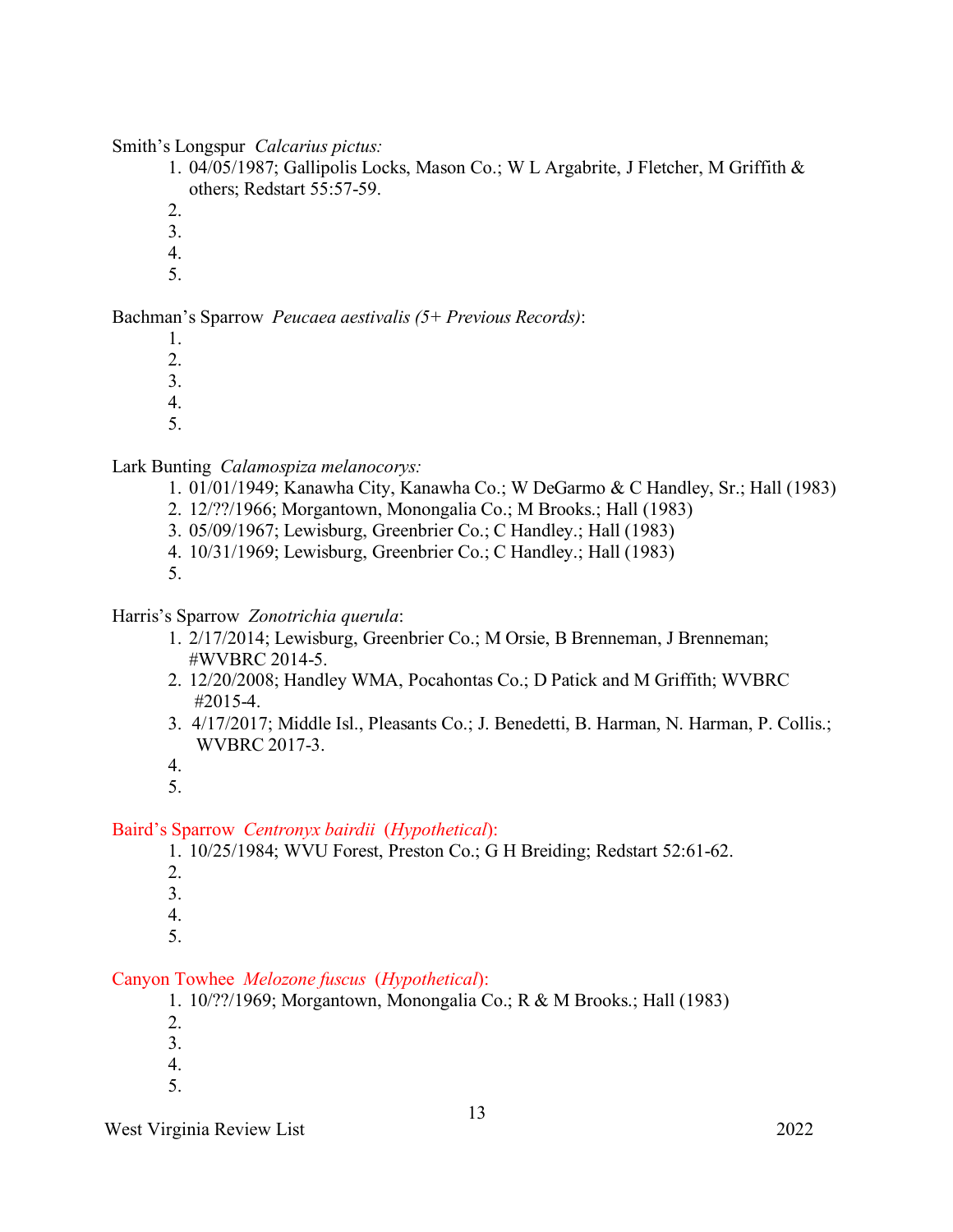Smith's Longspur *Calcarius pictus:*

1. 04/05/1987; Gallipolis Locks, Mason Co.; W L Argabrite, J Fletcher, M Griffith & others; Redstart 55:57-59.
2. 
3. 
4. 
5. 

Bachman's Sparrow *Peucaea aestivalis (5+ Previous Records)*:

1. 
2. 
3. 
4. 
5. 

Lark Bunting *Calamospiza melanocorys:*

1. 01/01/1949; Kanawha City, Kanawha Co.; W DeGarmo & C Handley, Sr.; Hall (1983)
2. 12/??/1966; Morgantown, Monongalia Co.; M Brooks.; Hall (1983)
3. 05/09/1967; Lewisburg, Greenbrier Co.; C Handley.; Hall (1983)
4. 10/31/1969; Lewisburg, Greenbrier Co.; C Handley.; Hall (1983)
5. 

Harris's Sparrow *Zonotrichia querula*:

1. 2/17/2014; Lewisburg, Greenbrier Co.; M Orsie, B Brenneman, J Brenneman; #WVBRC 2014-5.
2. 12/20/2008; Handley WMA, Pocahontas Co.; D Patick and M Griffith; WVBRC #2015-4.
3. 4/17/2017; Middle Isl., Pleasants Co.; J. Benedetti, B. Harman, N. Harman, P. Collis.; WVBRC 2017-3.
4. 
5. 

Baird's Sparrow *Centronyx bairdii* (*Hypothetical*):

1. 10/25/1984; WVU Forest, Preston Co.; G H Breiding; Redstart 52:61-62.
2. 
3. 
4. 
5. 

Canyon Towhee *Melozone fuscus* (*Hypothetical*):

1. 10/??/1969; Morgantown, Monongalia Co.; R & M Brooks.; Hall (1983)
2. 
3. 
4. 
5.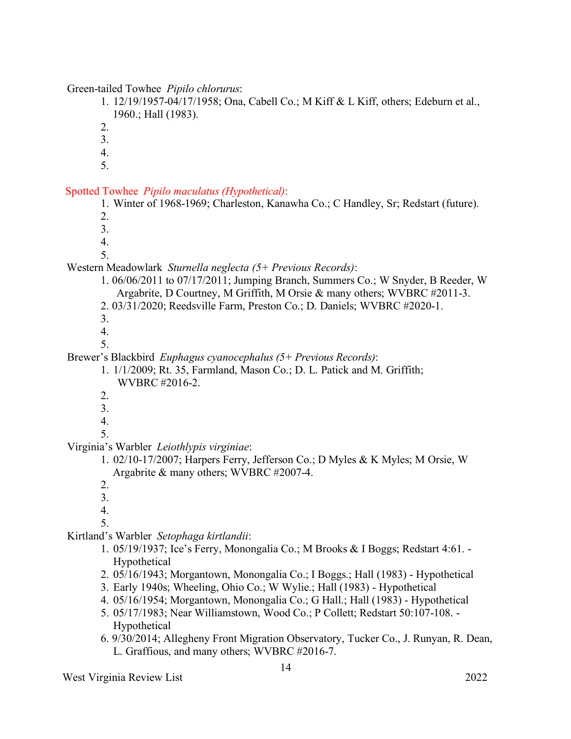Green-tailed Towhee *Pipilo chlorurus*:

1. 12/19/1957-04/17/1958; Ona, Cabell Co.; M Kiff & L Kiff, others; Edeburn et al., 1960.; Hall (1983).
2. 
3. 
4. 
5. 

Spotted Towhee *Pipilo maculatus (Hypothetical)*:

1. Winter of 1968-1969; Charleston, Kanawha Co.; C Handley, Sr; Redstart (future).
2. 
3. 
4. 
5. 

Western Meadowlark *Sturnella neglecta (5+ Previous Records)*:

1. 06/06/2011 to 07/17/2011; Jumping Branch, Summers Co.; W Snyder, B Reeder, W Argabrite, D Courtney, M Griffith, M Orsie & many others; WVBRC #2011-3.
2. 03/31/2020; Reedsville Farm, Preston Co.; D. Daniels; WVBRC #2020-1.
3. 
4. 
5. 

Brewer's Blackbird *Euphagus cyanocephalus (5+ Previous Records)*:

1. 1/1/2009; Rt. 35, Farmland, Mason Co.; D. L. Patick and M. Griffith; WVBRC #2016-2.
2. 
3. 
4. 
5. 

Virginia's Warbler *Leiothlypis virginiae*:

1. 02/10-17/2007; Harpers Ferry, Jefferson Co.; D Myles & K Myles; M Orsie, W Argabrite & many others; WVBRC #2007-4.
2. 
3. 
4. 
5. 

Kirtland's Warbler *Setophaga kirtlandii*:

1. 05/19/1937; Ice's Ferry, Monongalia Co.; M Brooks & I Boggs; Redstart 4:61. - Hypothetical
2. 05/16/1943; Morgantown, Monongalia Co.; I Boggs.; Hall (1983) - Hypothetical
3. Early 1940s; Wheeling, Ohio Co.; W Wylie.; Hall (1983) - Hypothetical
4. 05/16/1954; Morgantown, Monongalia Co.; G Hall.; Hall (1983) - Hypothetical
5. 05/17/1983; Near Williamstown, Wood Co.; P Collett; Redstart 50:107-108. - Hypothetical
6. 9/30/2014; Allegheny Front Migration Observatory, Tucker Co., J. Runyan, R. Dean, L. Graffious, and many others; WVBRC #2016-7.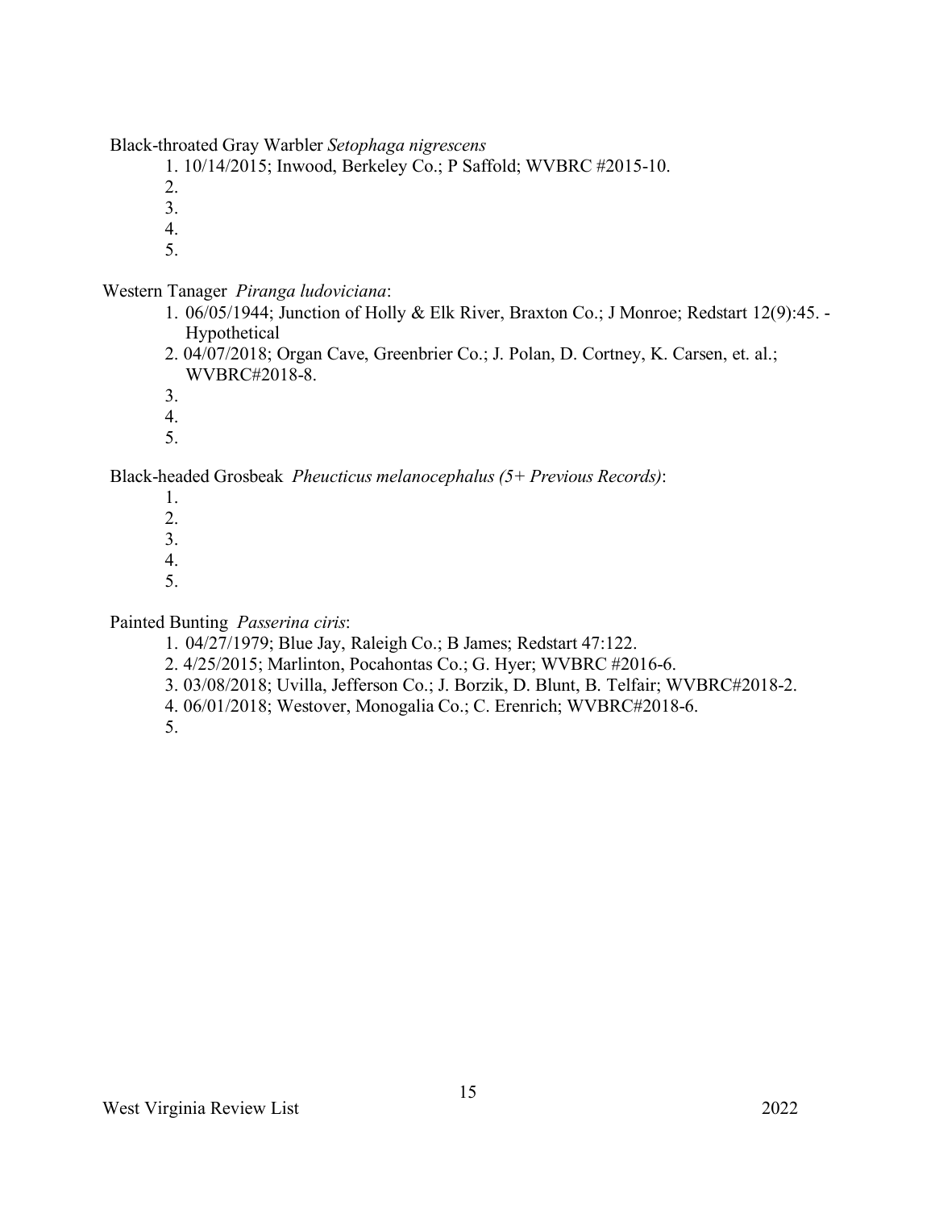Black-throated Gray Warbler *Setophaga nigrescens*

1. 10/14/2015; Inwood, Berkeley Co.; P Saffold; WVBRC #2015-10.
2. 
3. 
4. 
5. 

Western Tanager *Piranga ludoviciana*:

1. 06/05/1944; Junction of Holly & Elk River, Braxton Co.; J Monroe; Redstart 12(9):45. - Hypothetical
2. 04/07/2018; Organ Cave, Greenbrier Co.; J. Polan, D. Cortney, K. Carsen, et. al.; WVBRC#2018-8.
3. 
4. 
5. 

Black-headed Grosbeak *Pheucticus melanocephalus (5+ Previous Records)*:

1. 
2. 
3. 
4. 
5. 

Painted Bunting *Passerina ciris*:

1. 04/27/1979; Blue Jay, Raleigh Co.; B James; Redstart 47:122.
2. 4/25/2015; Marlinton, Pocahontas Co.; G. Hyer; WVBRC #2016-6.
3. 03/08/2018; Uvilla, Jefferson Co.; J. Borzik, D. Blunt, B. Telfair; WVBRC#2018-2.
4. 06/01/2018; Westover, Monogalia Co.; C. Erenrich; WVBRC#2018-6.
5.